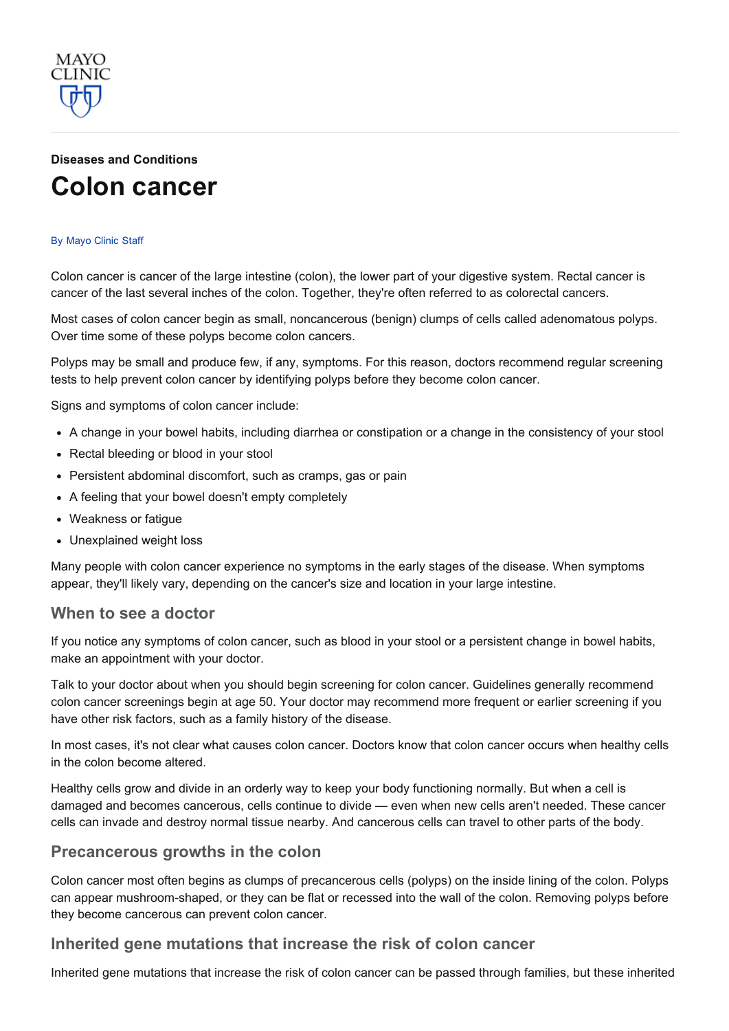MAYO CLINIC

**Diseases and Conditions**

# Colon cancer

By Mayo Clinic Staff

Colon cancer is cancer of the large intestine (colon), the lower part of your digestive system. Rectal cancer is cancer of the last several inches of the colon. Together, they're often referred to as colorectal cancers.

Most cases of colon cancer begin as small, noncancerous (benign) clumps of cells called adenomatous polyps. Over time some of these polyps become colon cancers.

Polyps may be small and produce few, if any, symptoms. For this reason, doctors recommend regular screening tests to help prevent colon cancer by identifying polyps before they become colon cancer.

Signs and symptoms of colon cancer include:

- A change in your bowel habits, including diarrhea or constipation or a change in the consistency of your stool
- Rectal bleeding or blood in your stool
- Persistent abdominal discomfort, such as cramps, gas or pain
- A feeling that your bowel doesn't empty completely
- Weakness or fatigue
- Unexplained weight loss

Many people with colon cancer experience no symptoms in the early stages of the disease. When symptoms appear, they'll likely vary, depending on the cancer's size and location in your large intestine.

## When to see a doctor

If you notice any symptoms of colon cancer, such as blood in your stool or a persistent change in bowel habits, make an appointment with your doctor.

Talk to your doctor about when you should begin screening for colon cancer. Guidelines generally recommend colon cancer screenings begin at age 50. Your doctor may recommend more frequent or earlier screening if you have other risk factors, such as a family history of the disease.

In most cases, it's not clear what causes colon cancer. Doctors know that colon cancer occurs when healthy cells in the colon become altered.

Healthy cells grow and divide in an orderly way to keep your body functioning normally. But when a cell is damaged and becomes cancerous, cells continue to divide — even when new cells aren't needed. These cancer cells can invade and destroy normal tissue nearby. And cancerous cells can travel to other parts of the body.

## Precancerous growths in the colon

Colon cancer most often begins as clumps of precancerous cells (polyps) on the inside lining of the colon. Polyps can appear mushroom-shaped, or they can be flat or recessed into the wall of the colon. Removing polyps before they become cancerous can prevent colon cancer.

## Inherited gene mutations that increase the risk of colon cancer

Inherited gene mutations that increase the risk of colon cancer can be passed through families, but these inherited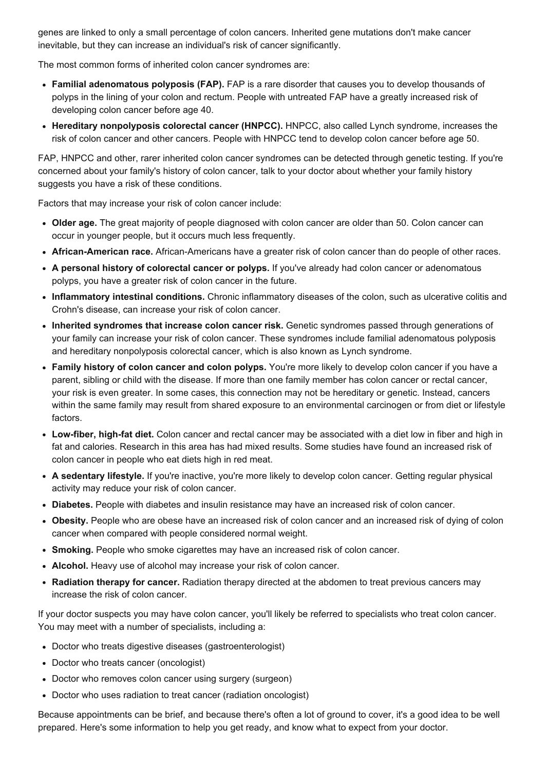genes are linked to only a small percentage of colon cancers. Inherited gene mutations don't make cancer inevitable, but they can increase an individual's risk of cancer significantly.

The most common forms of inherited colon cancer syndromes are:

- **Familial adenomatous polyposis (FAP).** FAP is a rare disorder that causes you to develop thousands of polyps in the lining of your colon and rectum. People with untreated FAP have a greatly increased risk of developing colon cancer before age 40.
- **Hereditary nonpolyposis colorectal cancer (HNPCC).** HNPCC, also called Lynch syndrome, increases the risk of colon cancer and other cancers. People with HNPCC tend to develop colon cancer before age 50.

FAP, HNPCC and other, rarer inherited colon cancer syndromes can be detected through genetic testing. If you're concerned about your family's history of colon cancer, talk to your doctor about whether your family history suggests you have a risk of these conditions.

Factors that may increase your risk of colon cancer include:

- **Older age.** The great majority of people diagnosed with colon cancer are older than 50. Colon cancer can occur in younger people, but it occurs much less frequently.
- **African-American race.** African-Americans have a greater risk of colon cancer than do people of other races.
- **A personal history of colorectal cancer or polyps.** If you've already had colon cancer or adenomatous polyps, you have a greater risk of colon cancer in the future.
- **Inflammatory intestinal conditions.** Chronic inflammatory diseases of the colon, such as ulcerative colitis and Crohn's disease, can increase your risk of colon cancer.
- **Inherited syndromes that increase colon cancer risk.** Genetic syndromes passed through generations of your family can increase your risk of colon cancer. These syndromes include familial adenomatous polyposis and hereditary nonpolyposis colorectal cancer, which is also known as Lynch syndrome.
- **Family history of colon cancer and colon polyps.** You're more likely to develop colon cancer if you have a parent, sibling or child with the disease. If more than one family member has colon cancer or rectal cancer, your risk is even greater. In some cases, this connection may not be hereditary or genetic. Instead, cancers within the same family may result from shared exposure to an environmental carcinogen or from diet or lifestyle factors.
- **Low-fiber, high-fat diet.** Colon cancer and rectal cancer may be associated with a diet low in fiber and high in fat and calories. Research in this area has had mixed results. Some studies have found an increased risk of colon cancer in people who eat diets high in red meat.
- **A sedentary lifestyle.** If you're inactive, you're more likely to develop colon cancer. Getting regular physical activity may reduce your risk of colon cancer.
- **Diabetes.** People with diabetes and insulin resistance may have an increased risk of colon cancer.
- **Obesity.** People who are obese have an increased risk of colon cancer and an increased risk of dying of colon cancer when compared with people considered normal weight.
- **Smoking.** People who smoke cigarettes may have an increased risk of colon cancer.
- **Alcohol.** Heavy use of alcohol may increase your risk of colon cancer.
- **Radiation therapy for cancer.** Radiation therapy directed at the abdomen to treat previous cancers may increase the risk of colon cancer.

If your doctor suspects you may have colon cancer, you'll likely be referred to specialists who treat colon cancer. You may meet with a number of specialists, including a:

- Doctor who treats digestive diseases (gastroenterologist)
- Doctor who treats cancer (oncologist)
- Doctor who removes colon cancer using surgery (surgeon)
- Doctor who uses radiation to treat cancer (radiation oncologist)

Because appointments can be brief, and because there's often a lot of ground to cover, it's a good idea to be well prepared. Here's some information to help you get ready, and know what to expect from your doctor.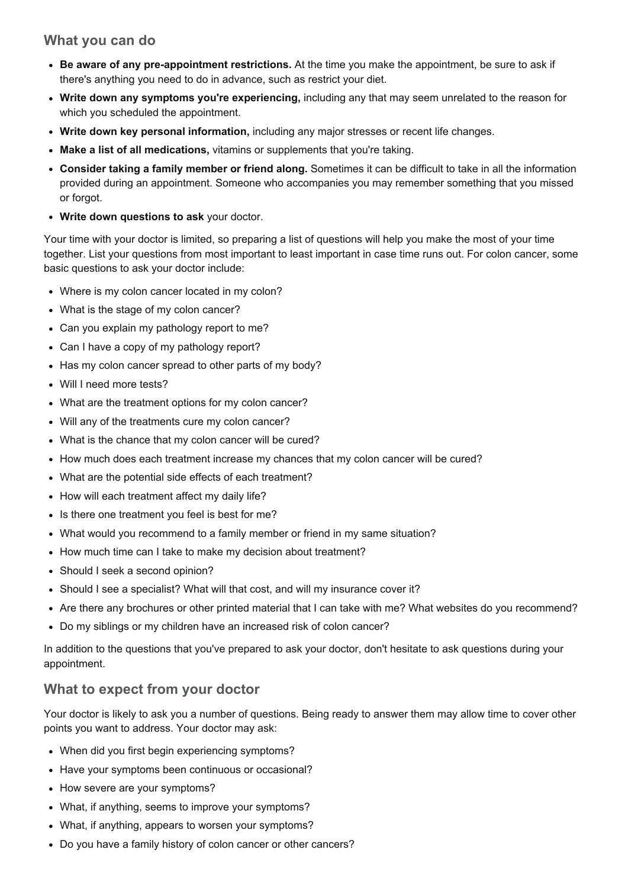## What you can do

- **Be aware of any pre-appointment restrictions.** At the time you make the appointment, be sure to ask if there's anything you need to do in advance, such as restrict your diet.
- **Write down any symptoms you're experiencing,** including any that may seem unrelated to the reason for which you scheduled the appointment.
- **Write down key personal information,** including any major stresses or recent life changes.
- **Make a list of all medications,** vitamins or supplements that you're taking.
- **Consider taking a family member or friend along.** Sometimes it can be difficult to take in all the information provided during an appointment. Someone who accompanies you may remember something that you missed or forgot.
- **Write down questions to ask** your doctor.

Your time with your doctor is limited, so preparing a list of questions will help you make the most of your time together. List your questions from most important to least important in case time runs out. For colon cancer, some basic questions to ask your doctor include:

- Where is my colon cancer located in my colon?
- What is the stage of my colon cancer?
- Can you explain my pathology report to me?
- Can I have a copy of my pathology report?
- Has my colon cancer spread to other parts of my body?
- Will I need more tests?
- What are the treatment options for my colon cancer?
- Will any of the treatments cure my colon cancer?
- What is the chance that my colon cancer will be cured?
- How much does each treatment increase my chances that my colon cancer will be cured?
- What are the potential side effects of each treatment?
- How will each treatment affect my daily life?
- Is there one treatment you feel is best for me?
- What would you recommend to a family member or friend in my same situation?
- How much time can I take to make my decision about treatment?
- Should I seek a second opinion?
- Should I see a specialist? What will that cost, and will my insurance cover it?
- Are there any brochures or other printed material that I can take with me? What websites do you recommend?
- Do my siblings or my children have an increased risk of colon cancer?

In addition to the questions that you've prepared to ask your doctor, don't hesitate to ask questions during your appointment.

## What to expect from your doctor

Your doctor is likely to ask you a number of questions. Being ready to answer them may allow time to cover other points you want to address. Your doctor may ask:

- When did you first begin experiencing symptoms?
- Have your symptoms been continuous or occasional?
- How severe are your symptoms?
- What, if anything, seems to improve your symptoms?
- What, if anything, appears to worsen your symptoms?
- Do you have a family history of colon cancer or other cancers?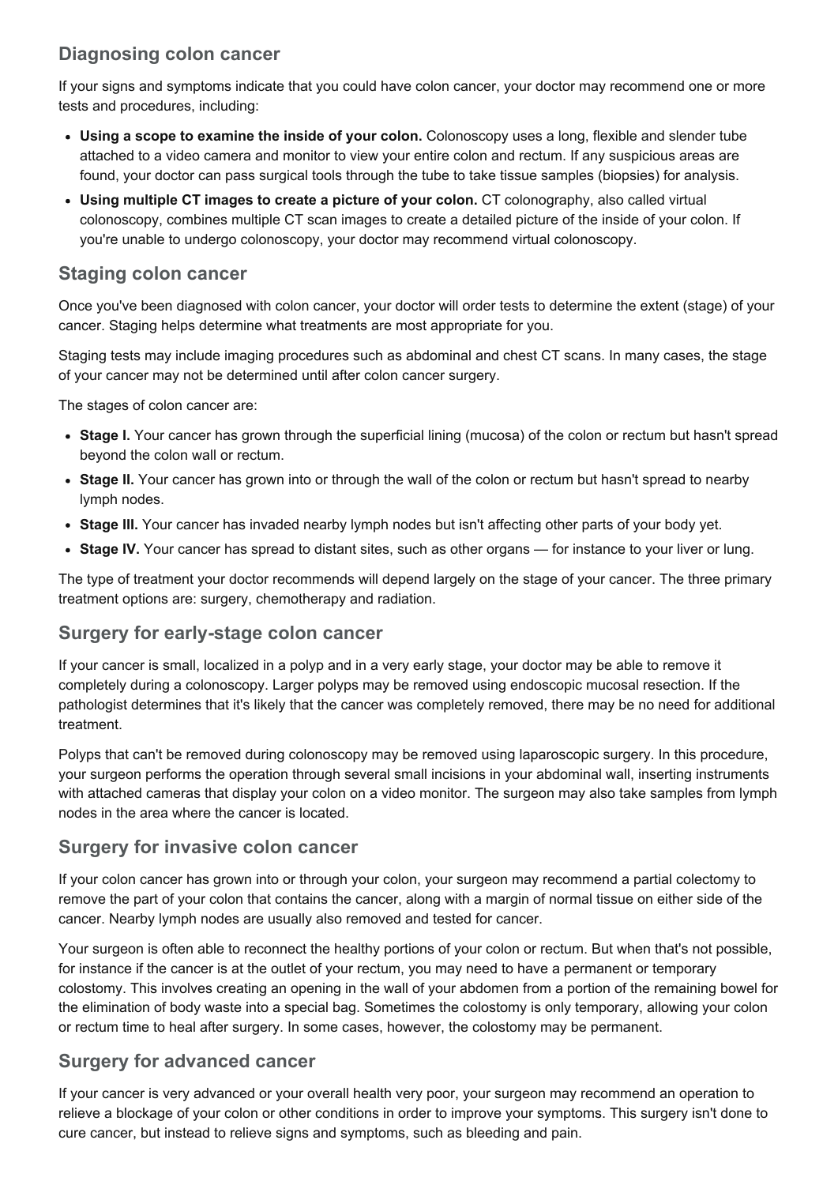## Diagnosing colon cancer

If your signs and symptoms indicate that you could have colon cancer, your doctor may recommend one or more tests and procedures, including:

- **Using a scope to examine the inside of your colon.** Colonoscopy uses a long, flexible and slender tube attached to a video camera and monitor to view your entire colon and rectum. If any suspicious areas are found, your doctor can pass surgical tools through the tube to take tissue samples (biopsies) for analysis.
- **Using multiple CT images to create a picture of your colon.** CT colonography, also called virtual colonoscopy, combines multiple CT scan images to create a detailed picture of the inside of your colon. If you're unable to undergo colonoscopy, your doctor may recommend virtual colonoscopy.

## Staging colon cancer

Once you've been diagnosed with colon cancer, your doctor will order tests to determine the extent (stage) of your cancer. Staging helps determine what treatments are most appropriate for you.

Staging tests may include imaging procedures such as abdominal and chest CT scans. In many cases, the stage of your cancer may not be determined until after colon cancer surgery.

The stages of colon cancer are:

- **Stage I.** Your cancer has grown through the superficial lining (mucosa) of the colon or rectum but hasn't spread beyond the colon wall or rectum.
- **Stage II.** Your cancer has grown into or through the wall of the colon or rectum but hasn't spread to nearby lymph nodes.
- **Stage III.** Your cancer has invaded nearby lymph nodes but isn't affecting other parts of your body yet.
- **Stage IV.** Your cancer has spread to distant sites, such as other organs — for instance to your liver or lung.

The type of treatment your doctor recommends will depend largely on the stage of your cancer. The three primary treatment options are: surgery, chemotherapy and radiation.

## Surgery for early-stage colon cancer

If your cancer is small, localized in a polyp and in a very early stage, your doctor may be able to remove it completely during a colonoscopy. Larger polyps may be removed using endoscopic mucosal resection. If the pathologist determines that it's likely that the cancer was completely removed, there may be no need for additional treatment.

Polyps that can't be removed during colonoscopy may be removed using laparoscopic surgery. In this procedure, your surgeon performs the operation through several small incisions in your abdominal wall, inserting instruments with attached cameras that display your colon on a video monitor. The surgeon may also take samples from lymph nodes in the area where the cancer is located.

## Surgery for invasive colon cancer

If your colon cancer has grown into or through your colon, your surgeon may recommend a partial colectomy to remove the part of your colon that contains the cancer, along with a margin of normal tissue on either side of the cancer. Nearby lymph nodes are usually also removed and tested for cancer.

Your surgeon is often able to reconnect the healthy portions of your colon or rectum. But when that's not possible, for instance if the cancer is at the outlet of your rectum, you may need to have a permanent or temporary colostomy. This involves creating an opening in the wall of your abdomen from a portion of the remaining bowel for the elimination of body waste into a special bag. Sometimes the colostomy is only temporary, allowing your colon or rectum time to heal after surgery. In some cases, however, the colostomy may be permanent.

## Surgery for advanced cancer

If your cancer is very advanced or your overall health very poor, your surgeon may recommend an operation to relieve a blockage of your colon or other conditions in order to improve your symptoms. This surgery isn't done to cure cancer, but instead to relieve signs and symptoms, such as bleeding and pain.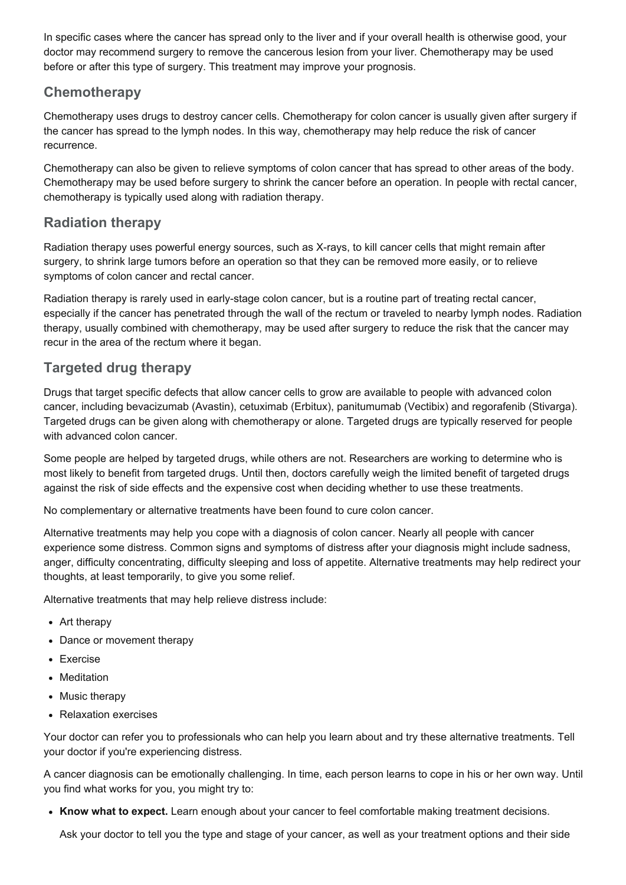In specific cases where the cancer has spread only to the liver and if your overall health is otherwise good, your doctor may recommend surgery to remove the cancerous lesion from your liver. Chemotherapy may be used before or after this type of surgery. This treatment may improve your prognosis.

## Chemotherapy

Chemotherapy uses drugs to destroy cancer cells. Chemotherapy for colon cancer is usually given after surgery if the cancer has spread to the lymph nodes. In this way, chemotherapy may help reduce the risk of cancer recurrence.

Chemotherapy can also be given to relieve symptoms of colon cancer that has spread to other areas of the body. Chemotherapy may be used before surgery to shrink the cancer before an operation. In people with rectal cancer, chemotherapy is typically used along with radiation therapy.

## Radiation therapy

Radiation therapy uses powerful energy sources, such as X-rays, to kill cancer cells that might remain after surgery, to shrink large tumors before an operation so that they can be removed more easily, or to relieve symptoms of colon cancer and rectal cancer.

Radiation therapy is rarely used in early-stage colon cancer, but is a routine part of treating rectal cancer, especially if the cancer has penetrated through the wall of the rectum or traveled to nearby lymph nodes. Radiation therapy, usually combined with chemotherapy, may be used after surgery to reduce the risk that the cancer may recur in the area of the rectum where it began.

## Targeted drug therapy

Drugs that target specific defects that allow cancer cells to grow are available to people with advanced colon cancer, including bevacizumab (Avastin), cetuximab (Erbitux), panitumumab (Vectibix) and regorafenib (Stivarga). Targeted drugs can be given along with chemotherapy or alone. Targeted drugs are typically reserved for people with advanced colon cancer.

Some people are helped by targeted drugs, while others are not. Researchers are working to determine who is most likely to benefit from targeted drugs. Until then, doctors carefully weigh the limited benefit of targeted drugs against the risk of side effects and the expensive cost when deciding whether to use these treatments.

No complementary or alternative treatments have been found to cure colon cancer.

Alternative treatments may help you cope with a diagnosis of colon cancer. Nearly all people with cancer experience some distress. Common signs and symptoms of distress after your diagnosis might include sadness, anger, difficulty concentrating, difficulty sleeping and loss of appetite. Alternative treatments may help redirect your thoughts, at least temporarily, to give you some relief.

Alternative treatments that may help relieve distress include:

- Art therapy
- Dance or movement therapy
- Exercise
- Meditation
- Music therapy
- Relaxation exercises

Your doctor can refer you to professionals who can help you learn about and try these alternative treatments. Tell your doctor if you're experiencing distress.

A cancer diagnosis can be emotionally challenging. In time, each person learns to cope in his or her own way. Until you find what works for you, you might try to:

- **Know what to expect.** Learn enough about your cancer to feel comfortable making treatment decisions.

  Ask your doctor to tell you the type and stage of your cancer, as well as your treatment options and their side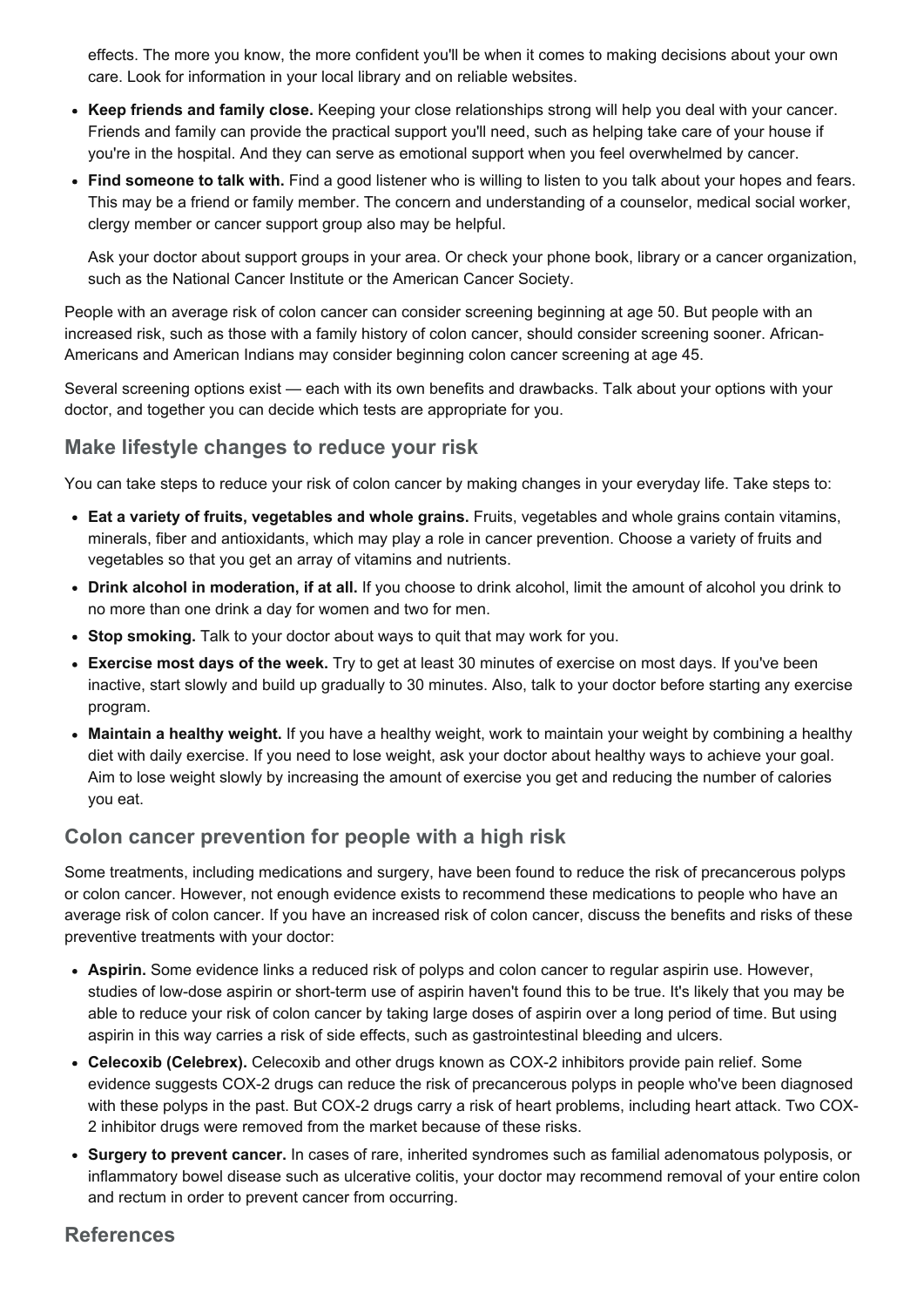effects. The more you know, the more confident you'll be when it comes to making decisions about your own care. Look for information in your local library and on reliable websites.

- **Keep friends and family close.** Keeping your close relationships strong will help you deal with your cancer. Friends and family can provide the practical support you'll need, such as helping take care of your house if you're in the hospital. And they can serve as emotional support when you feel overwhelmed by cancer.
- **Find someone to talk with.** Find a good listener who is willing to listen to you talk about your hopes and fears. This may be a friend or family member. The concern and understanding of a counselor, medical social worker, clergy member or cancer support group also may be helpful.

  Ask your doctor about support groups in your area. Or check your phone book, library or a cancer organization, such as the National Cancer Institute or the American Cancer Society.

People with an average risk of colon cancer can consider screening beginning at age 50. But people with an increased risk, such as those with a family history of colon cancer, should consider screening sooner. African-Americans and American Indians may consider beginning colon cancer screening at age 45.

Several screening options exist — each with its own benefits and drawbacks. Talk about your options with your doctor, and together you can decide which tests are appropriate for you.

## Make lifestyle changes to reduce your risk

You can take steps to reduce your risk of colon cancer by making changes in your everyday life. Take steps to:

- **Eat a variety of fruits, vegetables and whole grains.** Fruits, vegetables and whole grains contain vitamins, minerals, fiber and antioxidants, which may play a role in cancer prevention. Choose a variety of fruits and vegetables so that you get an array of vitamins and nutrients.
- **Drink alcohol in moderation, if at all.** If you choose to drink alcohol, limit the amount of alcohol you drink to no more than one drink a day for women and two for men.
- **Stop smoking.** Talk to your doctor about ways to quit that may work for you.
- **Exercise most days of the week.** Try to get at least 30 minutes of exercise on most days. If you've been inactive, start slowly and build up gradually to 30 minutes. Also, talk to your doctor before starting any exercise program.
- **Maintain a healthy weight.** If you have a healthy weight, work to maintain your weight by combining a healthy diet with daily exercise. If you need to lose weight, ask your doctor about healthy ways to achieve your goal. Aim to lose weight slowly by increasing the amount of exercise you get and reducing the number of calories you eat.

## Colon cancer prevention for people with a high risk

Some treatments, including medications and surgery, have been found to reduce the risk of precancerous polyps or colon cancer. However, not enough evidence exists to recommend these medications to people who have an average risk of colon cancer. If you have an increased risk of colon cancer, discuss the benefits and risks of these preventive treatments with your doctor:

- **Aspirin.** Some evidence links a reduced risk of polyps and colon cancer to regular aspirin use. However, studies of low-dose aspirin or short-term use of aspirin haven't found this to be true. It's likely that you may be able to reduce your risk of colon cancer by taking large doses of aspirin over a long period of time. But using aspirin in this way carries a risk of side effects, such as gastrointestinal bleeding and ulcers.
- **Celecoxib (Celebrex).** Celecoxib and other drugs known as COX-2 inhibitors provide pain relief. Some evidence suggests COX-2 drugs can reduce the risk of precancerous polyps in people who've been diagnosed with these polyps in the past. But COX-2 drugs carry a risk of heart problems, including heart attack. Two COX-2 inhibitor drugs were removed from the market because of these risks.
- **Surgery to prevent cancer.** In cases of rare, inherited syndromes such as familial adenomatous polyposis, or inflammatory bowel disease such as ulcerative colitis, your doctor may recommend removal of your entire colon and rectum in order to prevent cancer from occurring.

## References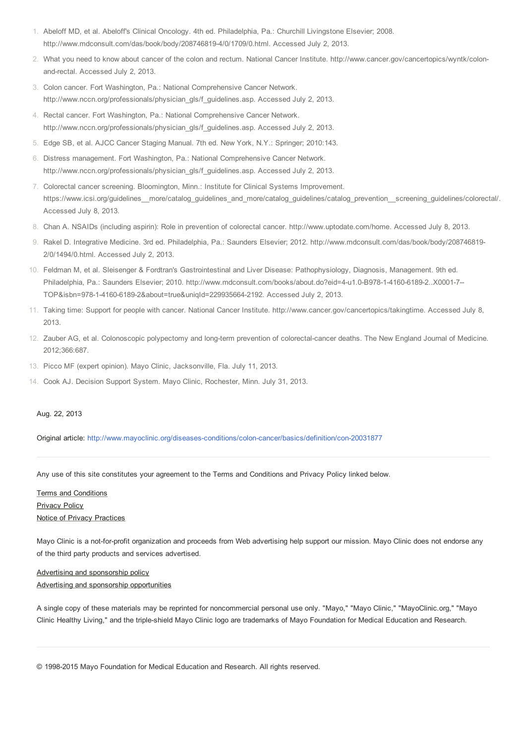1. Abeloff MD, et al. Abeloff's Clinical Oncology. 4th ed. Philadelphia, Pa.: Churchill Livingstone Elsevier; 2008. http://www.mdconsult.com/das/book/body/208746819-4/0/1709/0.html. Accessed July 2, 2013.
2. What you need to know about cancer of the colon and rectum. National Cancer Institute. http://www.cancer.gov/cancertopics/wyntk/colon-and-rectal. Accessed July 2, 2013.
3. Colon cancer. Fort Washington, Pa.: National Comprehensive Cancer Network. http://www.nccn.org/professionals/physician_gls/f_guidelines.asp. Accessed July 2, 2013.
4. Rectal cancer. Fort Washington, Pa.: National Comprehensive Cancer Network. http://www.nccn.org/professionals/physician_gls/f_guidelines.asp. Accessed July 2, 2013.
5. Edge SB, et al. AJCC Cancer Staging Manual. 7th ed. New York, N.Y.: Springer; 2010:143.
6. Distress management. Fort Washington, Pa.: National Comprehensive Cancer Network. http://www.nccn.org/professionals/physician_gls/f_guidelines.asp. Accessed July 2, 2013.
7. Colorectal cancer screening. Bloomington, Minn.: Institute for Clinical Systems Improvement. https://www.icsi.org/guidelines__more/catalog_guidelines_and_more/catalog_guidelines/catalog_prevention__screening_guidelines/colorectal/. Accessed July 8, 2013.
8. Chan A. NSAIDs (including aspirin): Role in prevention of colorectal cancer. http://www.uptodate.com/home. Accessed July 8, 2013.
9. Rakel D. Integrative Medicine. 3rd ed. Philadelphia, Pa.: Saunders Elsevier; 2012. http://www.mdconsult.com/das/book/body/208746819-2/0/1494/0.html. Accessed July 2, 2013.
10. Feldman M, et al. Sleisenger & Fordtran's Gastrointestinal and Liver Disease: Pathophysiology, Diagnosis, Management. 9th ed. Philadelphia, Pa.: Saunders Elsevier; 2010. http://www.mdconsult.com/books/about.do?eid=4-u1.0-B978-1-4160-6189-2..X0001-7--TOP&isbn=978-1-4160-6189-2&about=true&uniqId=229935664-2192. Accessed July 2, 2013.
11. Taking time: Support for people with cancer. National Cancer Institute. http://www.cancer.gov/cancertopics/takingtime. Accessed July 8, 2013.
12. Zauber AG, et al. Colonoscopic polypectomy and long-term prevention of colorectal-cancer deaths. The New England Journal of Medicine. 2012;366:687.
13. Picco MF (expert opinion). Mayo Clinic, Jacksonville, Fla. July 11, 2013.
14. Cook AJ. Decision Support System. Mayo Clinic, Rochester, Minn. July 31, 2013.

Aug. 22, 2013

Original article: http://www.mayoclinic.org/diseases-conditions/colon-cancer/basics/definition/con-20031877

---

Any use of this site constitutes your agreement to the Terms and Conditions and Privacy Policy linked below.

Terms and Conditions
Privacy Policy
Notice of Privacy Practices

Mayo Clinic is a not-for-profit organization and proceeds from Web advertising help support our mission. Mayo Clinic does not endorse any of the third party products and services advertised.

Advertising and sponsorship policy
Advertising and sponsorship opportunities

A single copy of these materials may be reprinted for noncommercial personal use only. "Mayo," "Mayo Clinic," "MayoClinic.org," "Mayo Clinic Healthy Living," and the triple-shield Mayo Clinic logo are trademarks of Mayo Foundation for Medical Education and Research.

---

© 1998-2015 Mayo Foundation for Medical Education and Research. All rights reserved.